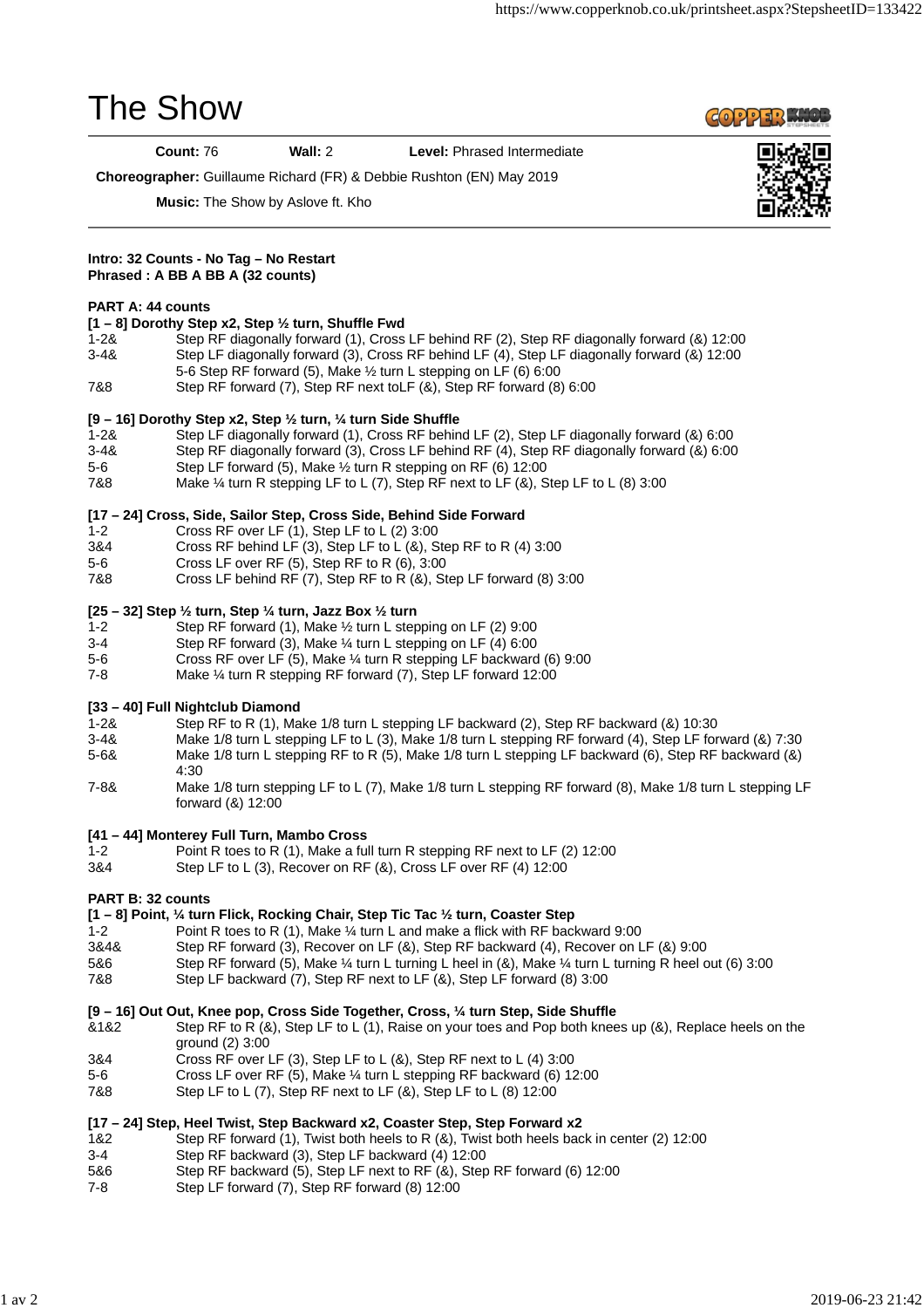# The Show

**Count:** 76 **Wall:** 2 **Level:** Phrased Intermediate

**Choreographer:** Guillaume Richard (FR) & Debbie Rushton (EN) May 2019

**Music:** The Show by Aslove ft. Kho

**Intro: 32 Counts - No Tag – No Restart**
**Phrased : A BB A BB A (32 counts)**

**PART A: 44 counts**

**[1 – 8] Dorothy Step x2, Step ½ turn, Shuffle Fwd**

1-2& Step RF diagonally forward (1), Cross LF behind RF (2), Step RF diagonally forward (&) 12:00
3-4& Step LF diagonally forward (3), Cross RF behind LF (4), Step LF diagonally forward (&) 12:00
5-6 Step RF forward (5), Make ½ turn L stepping on LF (6) 6:00
7&8 Step RF forward (7), Step RF next toLF (&), Step RF forward (8) 6:00

**[9 – 16] Dorothy Step x2, Step ½ turn, ¼ turn Side Shuffle**

1-2& Step LF diagonally forward (1), Cross RF behind LF (2), Step LF diagonally forward (&) 6:00
3-4& Step RF diagonally forward (3), Cross LF behind RF (4), Step RF diagonally forward (&) 6:00
5-6 Step LF forward (5), Make ½ turn R stepping on RF (6) 12:00
7&8 Make ¼ turn R stepping LF to L (7), Step RF next to LF (&), Step LF to L (8) 3:00

**[17 – 24] Cross, Side, Sailor Step, Cross Side, Behind Side Forward**

1-2 Cross RF over LF (1), Step LF to L (2) 3:00
3&4 Cross RF behind LF (3), Step LF to L (&), Step RF to R (4) 3:00
5-6 Cross LF over RF (5), Step RF to R (6), 3:00
7&8 Cross LF behind RF (7), Step RF to R (&), Step LF forward (8) 3:00

**[25 – 32] Step ½ turn, Step ¼ turn, Jazz Box ½ turn**

1-2 Step RF forward (1), Make ½ turn L stepping on LF (2) 9:00
3-4 Step RF forward (3), Make ¼ turn L stepping on LF (4) 6:00
5-6 Cross RF over LF (5), Make ¼ turn R stepping LF backward (6) 9:00
7-8 Make ¼ turn R stepping RF forward (7), Step LF forward 12:00

**[33 – 40] Full Nightclub Diamond**

1-2& Step RF to R (1), Make 1/8 turn L stepping LF backward (2), Step RF backward (&) 10:30
3-4& Make 1/8 turn L stepping LF to L (3), Make 1/8 turn L stepping RF forward (4), Step LF forward (&) 7:30
5-6& Make 1/8 turn L stepping RF to R (5), Make 1/8 turn L stepping LF backward (6), Step RF backward (&) 4:30
7-8& Make 1/8 turn stepping LF to L (7), Make 1/8 turn L stepping RF forward (8), Make 1/8 turn L stepping LF forward (&) 12:00

**[41 – 44] Monterey Full Turn, Mambo Cross**

1-2 Point R toes to R (1), Make a full turn R stepping RF next to LF (2) 12:00
3&4 Step LF to L (3), Recover on RF (&), Cross LF over RF (4) 12:00

**PART B: 32 counts**

**[1 – 8] Point, ¼ turn Flick, Rocking Chair, Step Tic Tac ½ turn, Coaster Step**

1-2 Point R toes to R (1), Make ¼ turn L and make a flick with RF backward 9:00
3&4& Step RF forward (3), Recover on LF (&), Step RF backward (4), Recover on LF (&) 9:00
5&6 Step RF forward (5), Make ¼ turn L turning L heel in (&), Make ¼ turn L turning R heel out (6) 3:00
7&8 Step LF backward (7), Step RF next to LF (&), Step LF forward (8) 3:00

**[9 – 16] Out Out, Knee pop, Cross Side Together, Cross, ¼ turn Step, Side Shuffle**

&1&2 Step RF to R (&), Step LF to L (1), Raise on your toes and Pop both knees up (&), Replace heels on the ground (2) 3:00
3&4 Cross RF over LF (3), Step LF to L (&), Step RF next to L (4) 3:00
5-6 Cross LF over RF (5), Make ¼ turn L stepping RF backward (6) 12:00
7&8 Step LF to L (7), Step RF next to LF (&), Step LF to L (8) 12:00

**[17 – 24] Step, Heel Twist, Step Backward x2, Coaster Step, Step Forward x2**

1&2 Step RF forward (1), Twist both heels to R (&), Twist both heels back in center (2) 12:00
3-4 Step RF backward (3), Step LF backward (4) 12:00
5&6 Step RF backward (5), Step LF next to RF (&), Step RF forward (6) 12:00
7-8 Step LF forward (7), Step RF forward (8) 12:00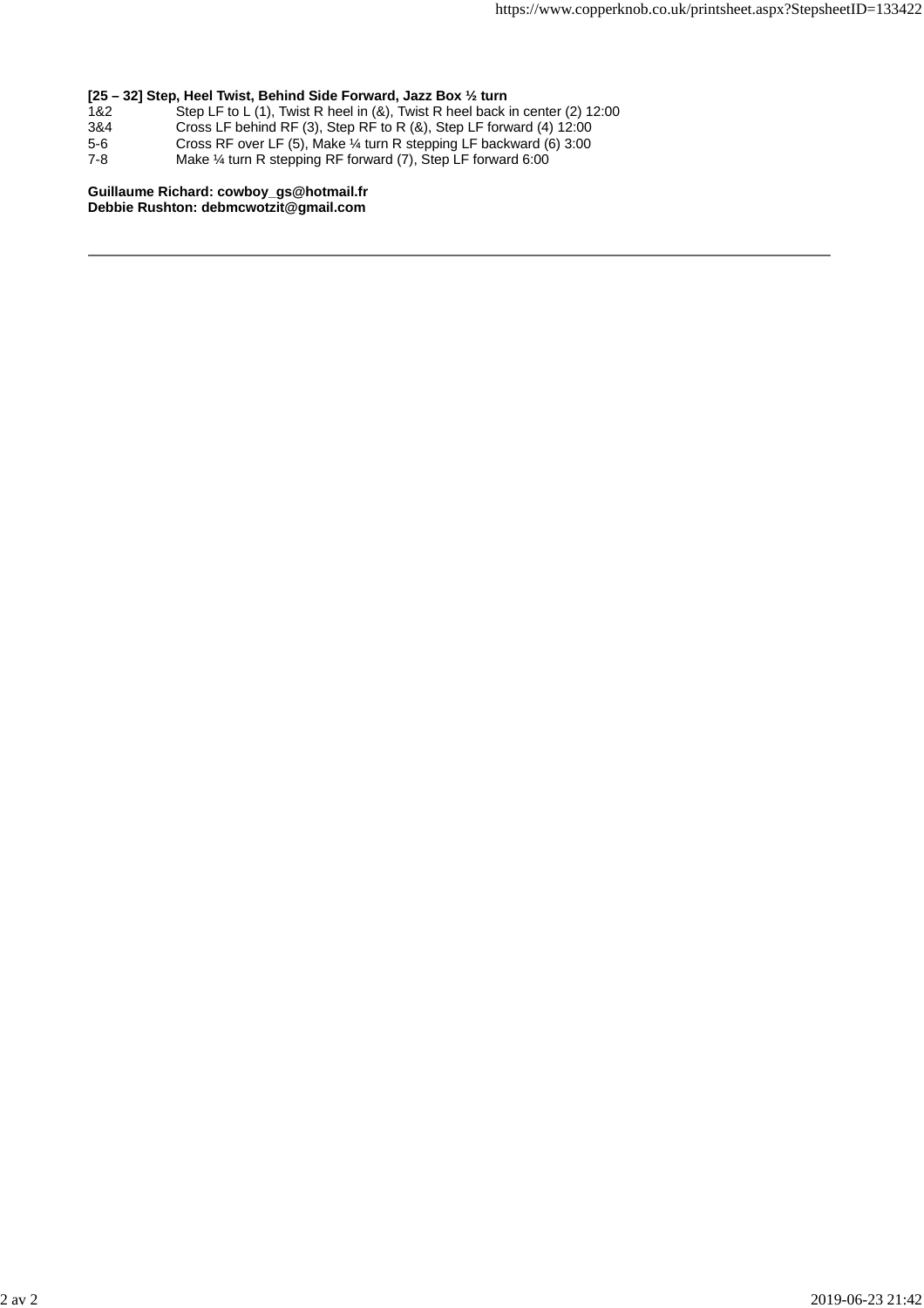**[25 – 32] Step, Heel Twist, Behind Side Forward, Jazz Box ½ turn**

| | |
|---|---|
| 1&2 | Step LF to L (1), Twist R heel in (&), Twist R heel back in center (2) 12:00 |
| 3&4 | Cross LF behind RF (3), Step RF to R (&), Step LF forward (4) 12:00 |
| 5-6 | Cross RF over LF (5), Make ¼ turn R stepping LF backward (6) 3:00 |
| 7-8 | Make ¼ turn R stepping RF forward (7), Step LF forward 6:00 |

**Guillaume Richard: cowboy_gs@hotmail.fr**
**Debbie Rushton: debmcwotzit@gmail.com**

---